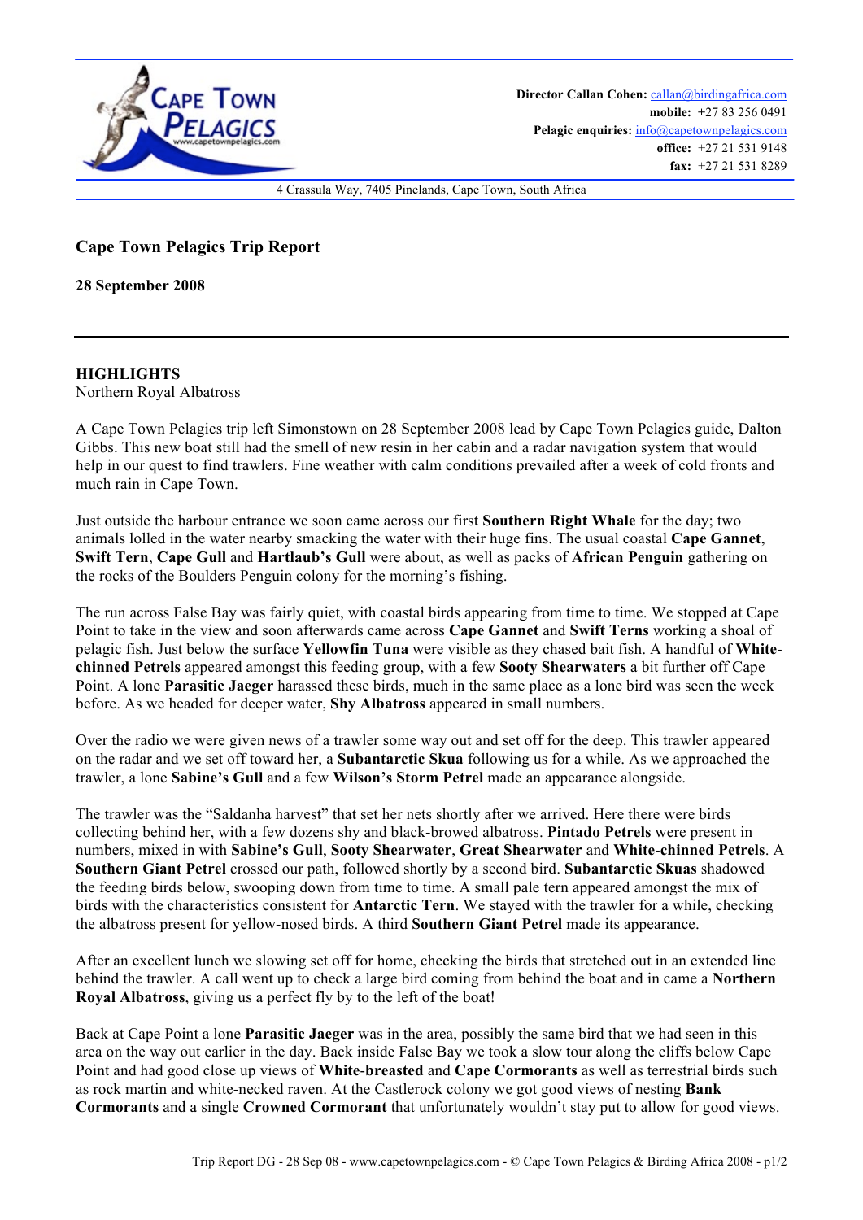Director Callan Cohen: callan@birdingafrica.com
mobile: +27 83 256 0491
Pelagic enquiries: info@capetownpelagics.com
office: +27 21 531 9148
fax: +27 21 531 8289

4 Crassula Way, 7405 Pinelands, Cape Town, South Africa

## Cape Town Pelagics Trip Report

**28 September 2008**

---

**HIGHLIGHTS**
Northern Royal Albatross

A Cape Town Pelagics trip left Simonstown on 28 September 2008 lead by Cape Town Pelagics guide, Dalton Gibbs. This new boat still had the smell of new resin in her cabin and a radar navigation system that would help in our quest to find trawlers. Fine weather with calm conditions prevailed after a week of cold fronts and much rain in Cape Town.

Just outside the harbour entrance we soon came across our first **Southern Right Whale** for the day; two animals lolled in the water nearby smacking the water with their huge fins. The usual coastal **Cape Gannet**, **Swift Tern**, **Cape Gull** and **Hartlaub's Gull** were about, as well as packs of **African Penguin** gathering on the rocks of the Boulders Penguin colony for the morning's fishing.

The run across False Bay was fairly quiet, with coastal birds appearing from time to time. We stopped at Cape Point to take in the view and soon afterwards came across **Cape Gannet** and **Swift Terns** working a shoal of pelagic fish. Just below the surface **Yellowfin Tuna** were visible as they chased bait fish. A handful of **White-chinned Petrels** appeared amongst this feeding group, with a few **Sooty Shearwaters** a bit further off Cape Point. A lone **Parasitic Jaeger** harassed these birds, much in the same place as a lone bird was seen the week before. As we headed for deeper water, **Shy Albatross** appeared in small numbers.

Over the radio we were given news of a trawler some way out and set off for the deep. This trawler appeared on the radar and we set off toward her, a **Subantarctic Skua** following us for a while. As we approached the trawler, a lone **Sabine's Gull** and a few **Wilson's Storm Petrel** made an appearance alongside.

The trawler was the "Saldanha harvest" that set her nets shortly after we arrived. Here there were birds collecting behind her, with a few dozens shy and black-browed albatross. **Pintado Petrels** were present in numbers, mixed in with **Sabine's Gull**, **Sooty Shearwater**, **Great Shearwater** and **White-chinned Petrels**. A **Southern Giant Petrel** crossed our path, followed shortly by a second bird. **Subantarctic Skuas** shadowed the feeding birds below, swooping down from time to time. A small pale tern appeared amongst the mix of birds with the characteristics consistent for **Antarctic Tern**. We stayed with the trawler for a while, checking the albatross present for yellow-nosed birds. A third **Southern Giant Petrel** made its appearance.

After an excellent lunch we slowing set off for home, checking the birds that stretched out in an extended line behind the trawler. A call went up to check a large bird coming from behind the boat and in came a **Northern Royal Albatross**, giving us a perfect fly by to the left of the boat!

Back at Cape Point a lone **Parasitic Jaeger** was in the area, possibly the same bird that we had seen in this area on the way out earlier in the day. Back inside False Bay we took a slow tour along the cliffs below Cape Point and had good close up views of **White-breasted** and **Cape Cormorants** as well as terrestrial birds such as rock martin and white-necked raven. At the Castlerock colony we got good views of nesting **Bank Cormorants** and a single **Crowned Cormorant** that unfortunately wouldn't stay put to allow for good views.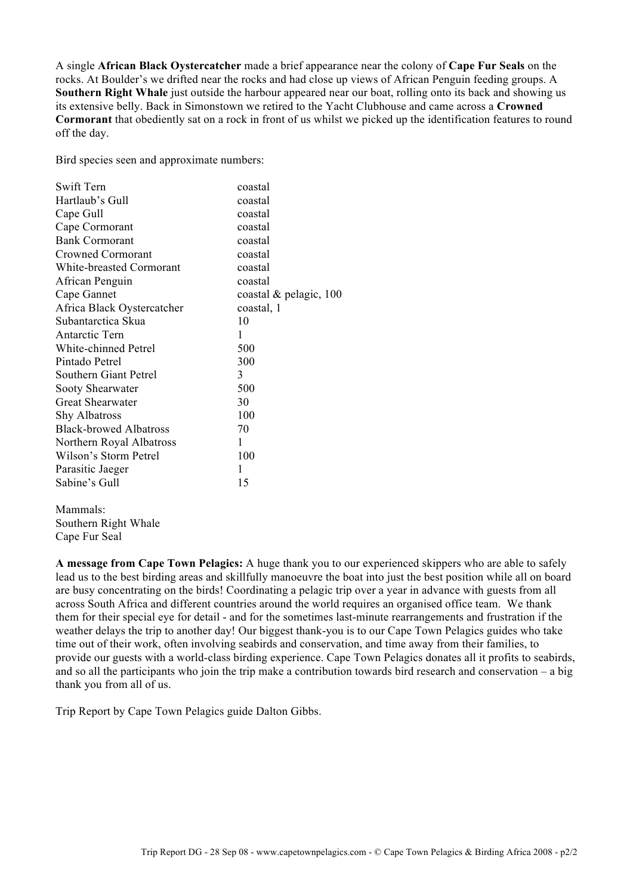A single **African Black Oystercatcher** made a brief appearance near the colony of **Cape Fur Seals** on the rocks. At Boulder's we drifted near the rocks and had close up views of African Penguin feeding groups. A **Southern Right Whale** just outside the harbour appeared near our boat, rolling onto its back and showing us its extensive belly. Back in Simonstown we retired to the Yacht Clubhouse and came across a **Crowned Cormorant** that obediently sat on a rock in front of us whilst we picked up the identification features to round off the day.

Bird species seen and approximate numbers:

| | |
|---|---|
| Swift Tern | coastal |
| Hartlaub's Gull | coastal |
| Cape Gull | coastal |
| Cape Cormorant | coastal |
| Bank Cormorant | coastal |
| Crowned Cormorant | coastal |
| White-breasted Cormorant | coastal |
| African Penguin | coastal |
| Cape Gannet | coastal & pelagic, 100 |
| Africa Black Oystercatcher | coastal, 1 |
| Subantarctica Skua | 10 |
| Antarctic Tern | 1 |
| White-chinned Petrel | 500 |
| Pintado Petrel | 300 |
| Southern Giant Petrel | 3 |
| Sooty Shearwater | 500 |
| Great Shearwater | 30 |
| Shy Albatross | 100 |
| Black-browed Albatross | 70 |
| Northern Royal Albatross | 1 |
| Wilson's Storm Petrel | 100 |
| Parasitic Jaeger | 1 |
| Sabine's Gull | 15 |

Mammals:
Southern Right Whale
Cape Fur Seal

**A message from Cape Town Pelagics:** A huge thank you to our experienced skippers who are able to safely lead us to the best birding areas and skillfully manoeuvre the boat into just the best position while all on board are busy concentrating on the birds! Coordinating a pelagic trip over a year in advance with guests from all across South Africa and different countries around the world requires an organised office team. We thank them for their special eye for detail - and for the sometimes last-minute rearrangements and frustration if the weather delays the trip to another day! Our biggest thank-you is to our Cape Town Pelagics guides who take time out of their work, often involving seabirds and conservation, and time away from their families, to provide our guests with a world-class birding experience. Cape Town Pelagics donates all it profits to seabirds, and so all the participants who join the trip make a contribution towards bird research and conservation – a big thank you from all of us.

Trip Report by Cape Town Pelagics guide Dalton Gibbs.